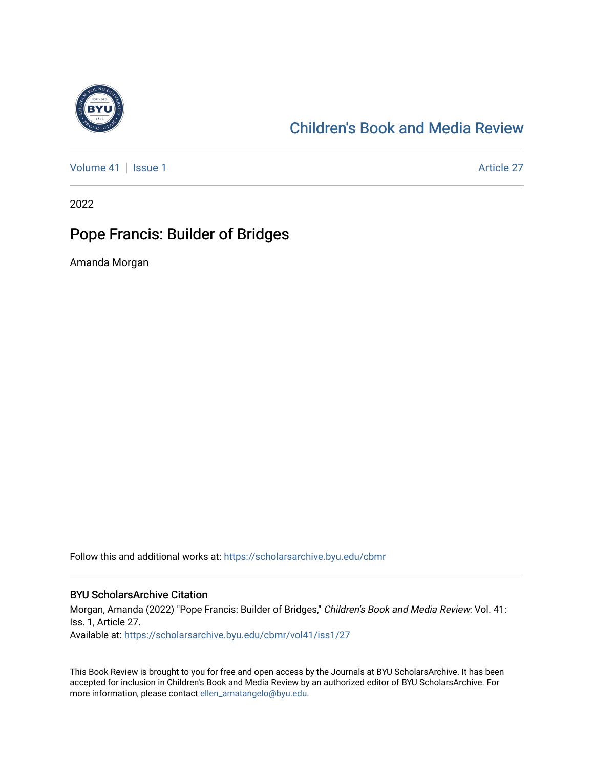Children's Book and Media Review

Volume 41 | Issue 1 | Article 27

2022

# Pope Francis: Builder of Bridges

Amanda Morgan

Follow this and additional works at: https://scholarsarchive.byu.edu/cbmr

## BYU ScholarsArchive Citation

Morgan, Amanda (2022) "Pope Francis: Builder of Bridges," *Children's Book and Media Review*: Vol. 41: Iss. 1, Article 27.

Available at: https://scholarsarchive.byu.edu/cbmr/vol41/iss1/27

This Book Review is brought to you for free and open access by the Journals at BYU ScholarsArchive. It has been accepted for inclusion in Children's Book and Media Review by an authorized editor of BYU ScholarsArchive. For more information, please contact ellen_amatangelo@byu.edu.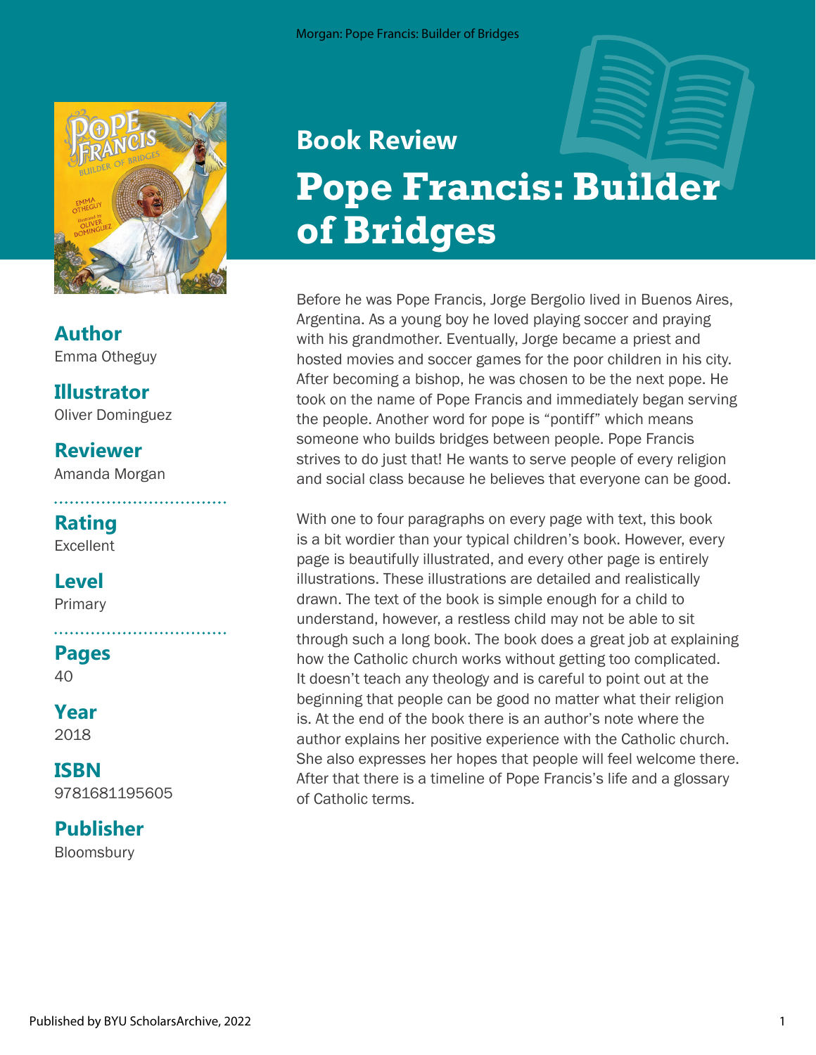## Book Review

# Pope Francis: Builder of Bridges

**Author**
Emma Otheguy

**Illustrator**
Oliver Dominguez

**Reviewer**
Amanda Morgan

**Rating**
Excellent

**Level**
Primary

**Pages**
40

**Year**
2018

**ISBN**
9781681195605

**Publisher**
Bloomsbury

Before he was Pope Francis, Jorge Bergolio lived in Buenos Aires, Argentina. As a young boy he loved playing soccer and praying with his grandmother. Eventually, Jorge became a priest and hosted movies and soccer games for the poor children in his city. After becoming a bishop, he was chosen to be the next pope. He took on the name of Pope Francis and immediately began serving the people. Another word for pope is "pontiff" which means someone who builds bridges between people. Pope Francis strives to do just that! He wants to serve people of every religion and social class because he believes that everyone can be good.

With one to four paragraphs on every page with text, this book is a bit wordier than your typical children's book. However, every page is beautifully illustrated, and every other page is entirely illustrations. These illustrations are detailed and realistically drawn. The text of the book is simple enough for a child to understand, however, a restless child may not be able to sit through such a long book. The book does a great job at explaining how the Catholic church works without getting too complicated. It doesn't teach any theology and is careful to point out at the beginning that people can be good no matter what their religion is. At the end of the book there is an author's note where the author explains her positive experience with the Catholic church. She also expresses her hopes that people will feel welcome there. After that there is a timeline of Pope Francis's life and a glossary of Catholic terms.